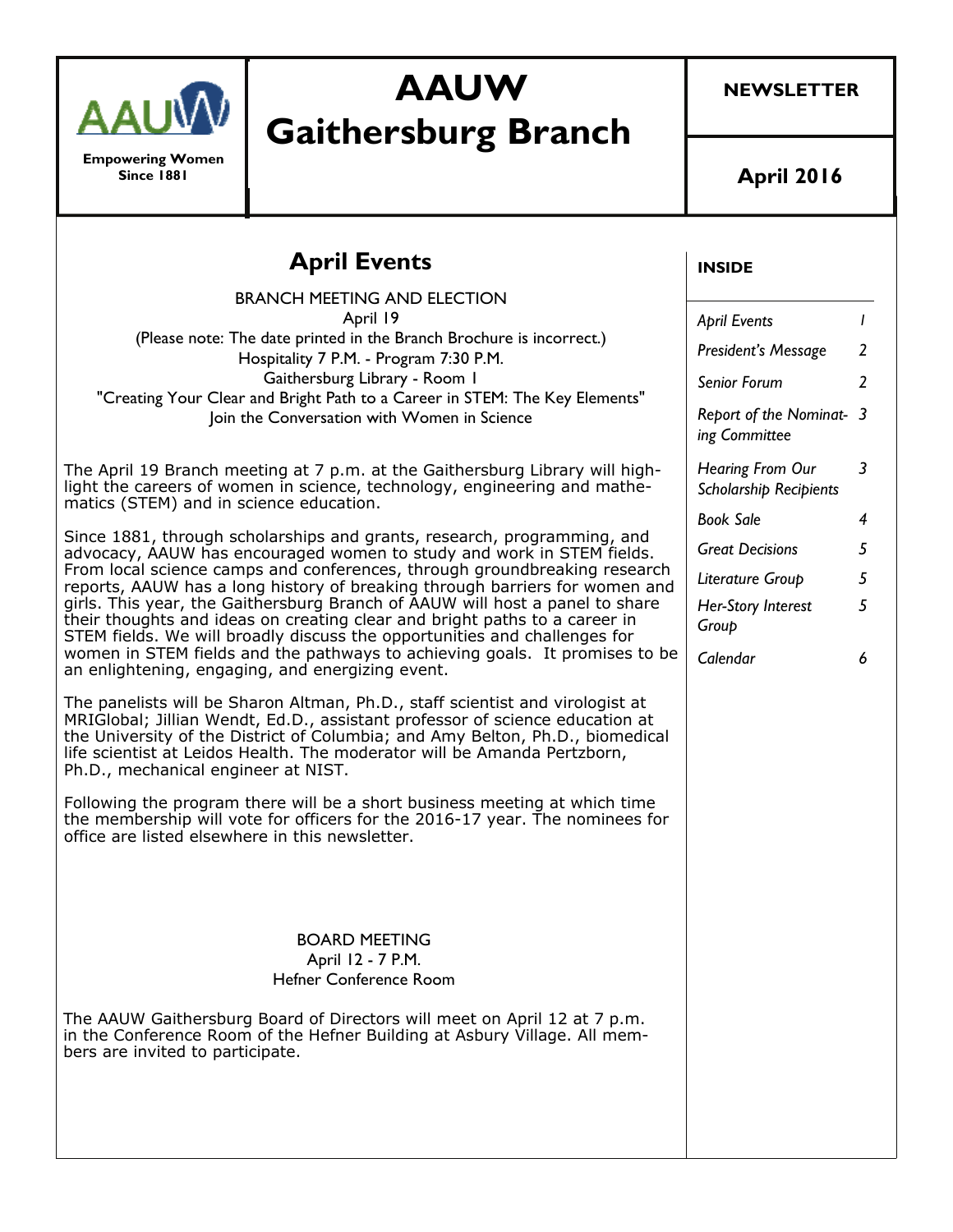# AAUW Gaithersburg Branch

Empowering Women Since 1881

**NEWSLETTER**

**April 2016**

**INSIDE**

| | |
|---|---|
| *April Events* | *1* |
| *President's Message* | *2* |
| *Senior Forum* | *2* |
| *Report of the Nominating Committee* | *3* |
| *Hearing From Our Scholarship Recipients* | *3* |
| *Book Sale* | *4* |
| *Great Decisions* | *5* |
| *Literature Group* | *5* |
| *Her-Story Interest Group* | *5* |
| *Calendar* | *6* |

## April Events

BRANCH MEETING AND ELECTION
April 19
(Please note: The date printed in the Branch Brochure is incorrect.)
Hospitality 7 P.M. - Program 7:30 P.M.
Gaithersburg Library - Room 1
"Creating Your Clear and Bright Path to a Career in STEM: The Key Elements"
Join the Conversation with Women in Science

The April 19 Branch meeting at 7 p.m. at the Gaithersburg Library will highlight the careers of women in science, technology, engineering and mathematics (STEM) and in science education.

Since 1881, through scholarships and grants, research, programming, and advocacy, AAUW has encouraged women to study and work in STEM fields. From local science camps and conferences, through groundbreaking research reports, AAUW has a long history of breaking through barriers for women and girls. This year, the Gaithersburg Branch of AAUW will host a panel to share their thoughts and ideas on creating clear and bright paths to a career in STEM fields. We will broadly discuss the opportunities and challenges for women in STEM fields and the pathways to achieving goals. It promises to be an enlightening, engaging, and energizing event.

The panelists will be Sharon Altman, Ph.D., staff scientist and virologist at MRIGlobal; Jillian Wendt, Ed.D., assistant professor of science education at the University of the District of Columbia; and Amy Belton, Ph.D., biomedical life scientist at Leidos Health. The moderator will be Amanda Pertzborn, Ph.D., mechanical engineer at NIST.

Following the program there will be a short business meeting at which time the membership will vote for officers for the 2016-17 year. The nominees for office are listed elsewhere in this newsletter.

BOARD MEETING
April 12 - 7 P.M.
Hefner Conference Room

The AAUW Gaithersburg Board of Directors will meet on April 12 at 7 p.m. in the Conference Room of the Hefner Building at Asbury Village. All members are invited to participate.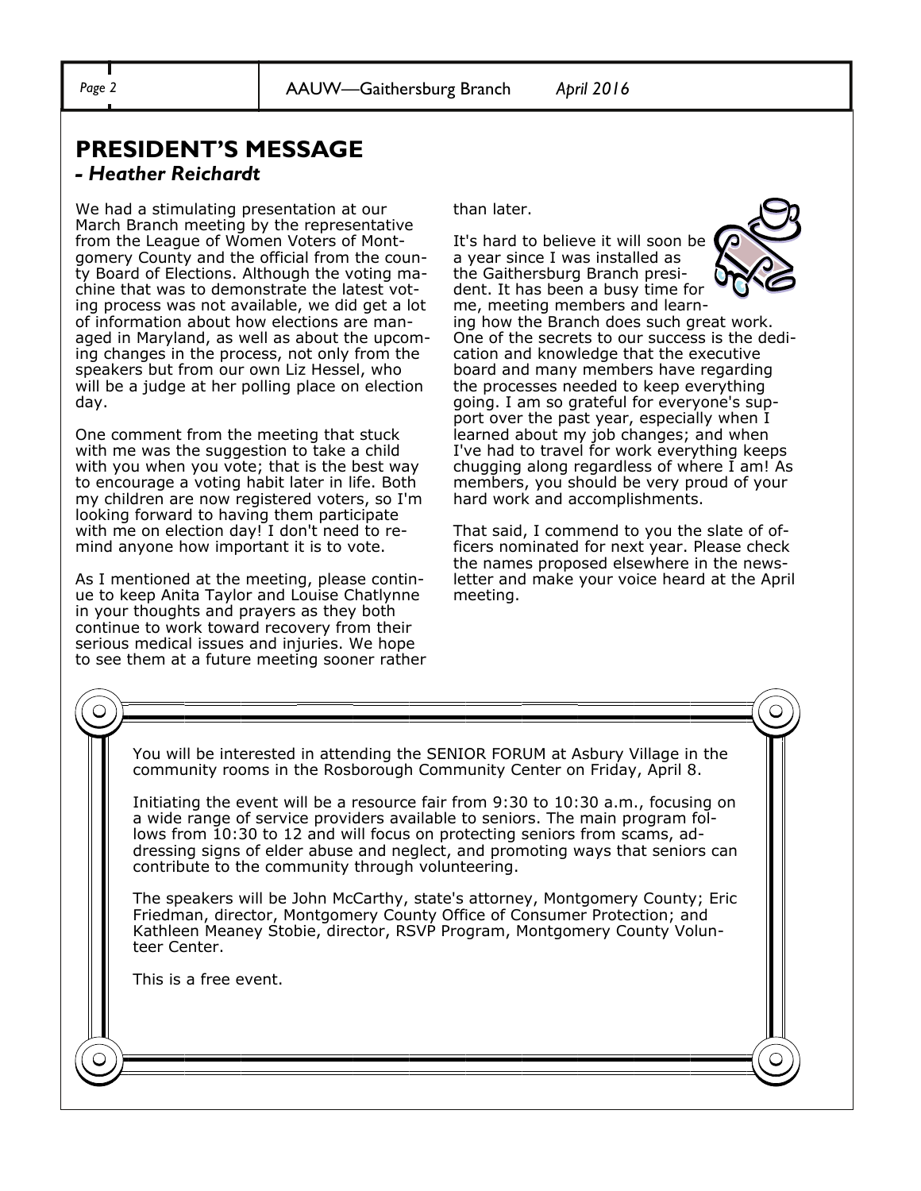## PRESIDENT'S MESSAGE

***- Heather Reichardt***

We had a stimulating presentation at our March Branch meeting by the representative from the League of Women Voters of Montgomery County and the official from the county Board of Elections. Although the voting machine that was to demonstrate the latest voting process was not available, we did get a lot of information about how elections are managed in Maryland, as well as about the upcoming changes in the process, not only from the speakers but from our own Liz Hessel, who will be a judge at her polling place on election day.

One comment from the meeting that stuck with me was the suggestion to take a child with you when you vote; that is the best way to encourage a voting habit later in life. Both my children are now registered voters, so I'm looking forward to having them participate with me on election day! I don't need to remind anyone how important it is to vote.

As I mentioned at the meeting, please continue to keep Anita Taylor and Louise Chatlynne in your thoughts and prayers as they both continue to work toward recovery from their serious medical issues and injuries. We hope to see them at a future meeting sooner rather than later.

It's hard to believe it will soon be a year since I was installed as the Gaithersburg Branch president. It has been a busy time for me, meeting members and learning how the Branch does such great work. One of the secrets to our success is the dedication and knowledge that the executive board and many members have regarding the processes needed to keep everything going. I am so grateful for everyone's support over the past year, especially when I learned about my job changes; and when I've had to travel for work everything keeps chugging along regardless of where I am! As members, you should be very proud of your hard work and accomplishments.

That said, I commend to you the slate of officers nominated for next year. Please check the names proposed elsewhere in the newsletter and make your voice heard at the April meeting.

---

You will be interested in attending the SENIOR FORUM at Asbury Village in the community rooms in the Rosborough Community Center on Friday, April 8.

Initiating the event will be a resource fair from 9:30 to 10:30 a.m., focusing on a wide range of service providers available to seniors. The main program follows from 10:30 to 12 and will focus on protecting seniors from scams, addressing signs of elder abuse and neglect, and promoting ways that seniors can contribute to the community through volunteering.

The speakers will be John McCarthy, state's attorney, Montgomery County; Eric Friedman, director, Montgomery County Office of Consumer Protection; and Kathleen Meaney Stobie, director, RSVP Program, Montgomery County Volunteer Center.

This is a free event.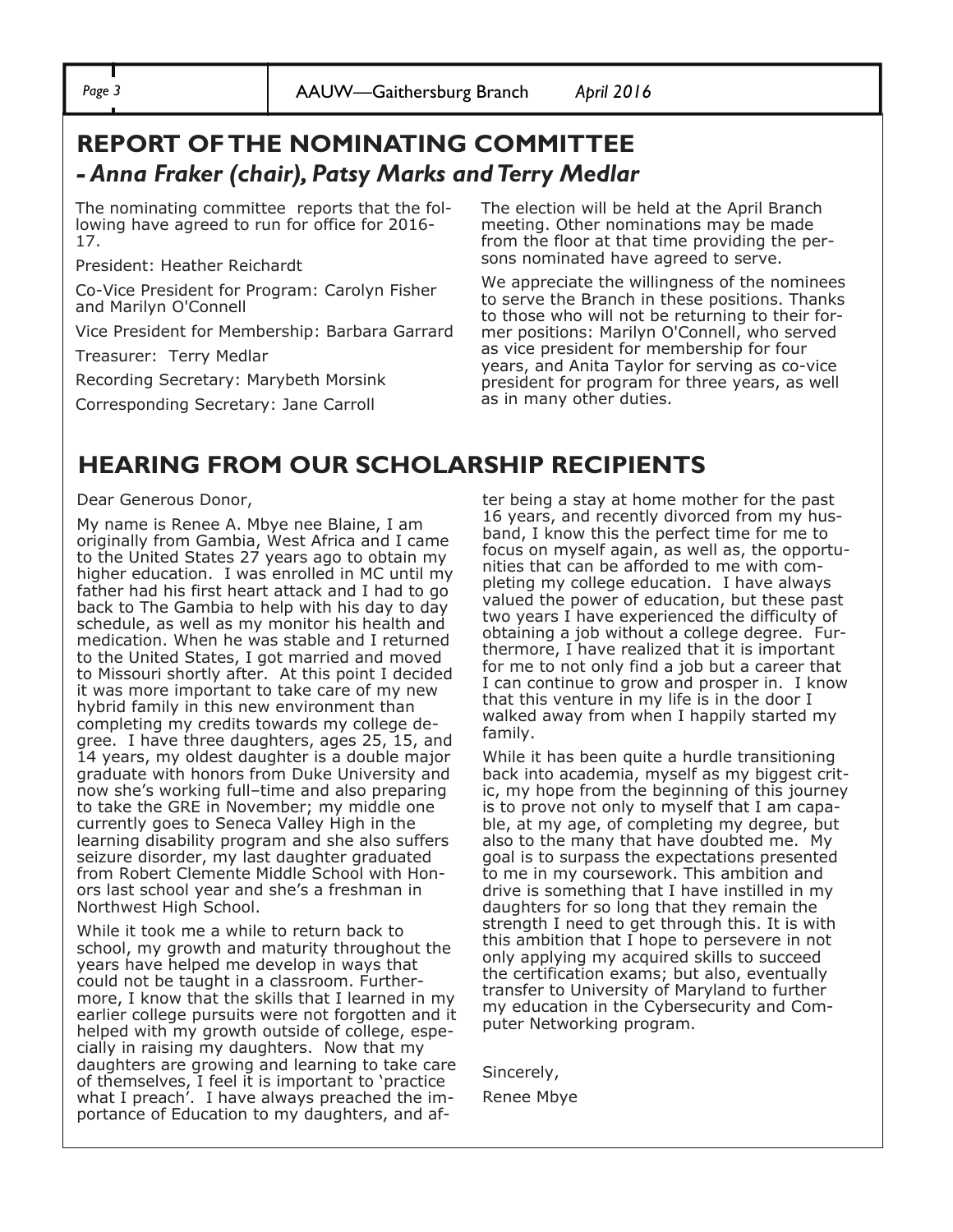## REPORT OF THE NOMINATING COMMITTEE

### *- Anna Fraker (chair), Patsy Marks and Terry Medlar*

The nominating committee reports that the following have agreed to run for office for 2016-17.

President: Heather Reichardt

Co-Vice President for Program: Carolyn Fisher and Marilyn O'Connell

Vice President for Membership: Barbara Garrard

Treasurer: Terry Medlar

Recording Secretary: Marybeth Morsink

Corresponding Secretary: Jane Carroll

The election will be held at the April Branch meeting. Other nominations may be made from the floor at that time providing the persons nominated have agreed to serve.

We appreciate the willingness of the nominees to serve the Branch in these positions. Thanks to those who will not be returning to their former positions: Marilyn O'Connell, who served as vice president for membership for four years, and Anita Taylor for serving as co-vice president for program for three years, as well as in many other duties.

## HEARING FROM OUR SCHOLARSHIP RECIPIENTS

Dear Generous Donor,

My name is Renee A. Mbye nee Blaine, I am originally from Gambia, West Africa and I came to the United States 27 years ago to obtain my higher education. I was enrolled in MC until my father had his first heart attack and I had to go back to The Gambia to help with his day to day schedule, as well as my monitor his health and medication. When he was stable and I returned to the United States, I got married and moved to Missouri shortly after. At this point I decided it was more important to take care of my new hybrid family in this new environment than completing my credits towards my college degree. I have three daughters, ages 25, 15, and 14 years, my oldest daughter is a double major graduate with honors from Duke University and now she's working full–time and also preparing to take the GRE in November; my middle one currently goes to Seneca Valley High in the learning disability program and she also suffers seizure disorder, my last daughter graduated from Robert Clemente Middle School with Honors last school year and she's a freshman in Northwest High School.

While it took me a while to return back to school, my growth and maturity throughout the years have helped me develop in ways that could not be taught in a classroom. Furthermore, I know that the skills that I learned in my earlier college pursuits were not forgotten and it helped with my growth outside of college, especially in raising my daughters. Now that my daughters are growing and learning to take care of themselves, I feel it is important to 'practice what I preach'. I have always preached the importance of Education to my daughters, and after being a stay at home mother for the past 16 years, and recently divorced from my husband, I know this the perfect time for me to focus on myself again, as well as, the opportunities that can be afforded to me with completing my college education. I have always valued the power of education, but these past two years I have experienced the difficulty of obtaining a job without a college degree. Furthermore, I have realized that it is important for me to not only find a job but a career that I can continue to grow and prosper in. I know that this venture in my life is in the door I walked away from when I happily started my family.

While it has been quite a hurdle transitioning back into academia, myself as my biggest critic, my hope from the beginning of this journey is to prove not only to myself that I am capable, at my age, of completing my degree, but also to the many that have doubted me. My goal is to surpass the expectations presented to me in my coursework. This ambition and drive is something that I have instilled in my daughters for so long that they remain the strength I need to get through this. It is with this ambition that I hope to persevere in not only applying my acquired skills to succeed the certification exams; but also, eventually transfer to University of Maryland to further my education in the Cybersecurity and Computer Networking program.

Sincerely,

Renee Mbye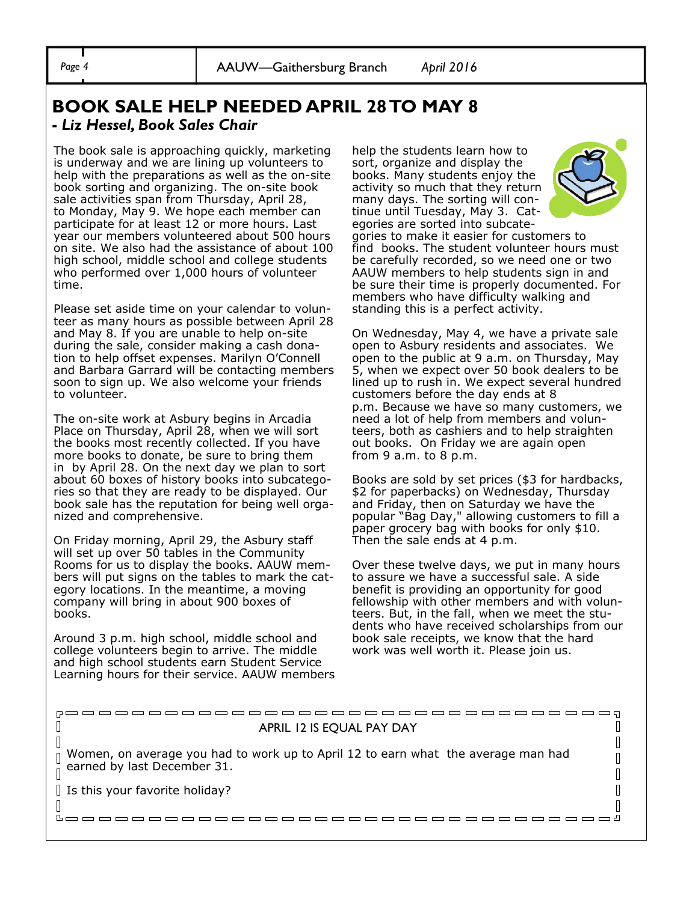## BOOK SALE HELP NEEDED APRIL 28 TO MAY 8

***- Liz Hessel, Book Sales Chair***

The book sale is approaching quickly, marketing is underway and we are lining up volunteers to help with the preparations as well as the on-site book sorting and organizing. The on-site book sale activities span from Thursday, April 28, to Monday, May 9. We hope each member can participate for at least 12 or more hours. Last year our members volunteered about 500 hours on site. We also had the assistance of about 100 high school, middle school and college students who performed over 1,000 hours of volunteer time.

Please set aside time on your calendar to volunteer as many hours as possible between April 28 and May 8. If you are unable to help on-site during the sale, consider making a cash donation to help offset expenses. Marilyn O'Connell and Barbara Garrard will be contacting members soon to sign up. We also welcome your friends to volunteer.

The on-site work at Asbury begins in Arcadia Place on Thursday, April 28, when we will sort the books most recently collected. If you have more books to donate, be sure to bring them in by April 28. On the next day we plan to sort about 60 boxes of history books into subcategories so that they are ready to be displayed. Our book sale has the reputation for being well organized and comprehensive.

On Friday morning, April 29, the Asbury staff will set up over 50 tables in the Community Rooms for us to display the books. AAUW members will put signs on the tables to mark the category locations. In the meantime, a moving company will bring in about 900 boxes of books.

Around 3 p.m. high school, middle school and college volunteers begin to arrive. The middle and high school students earn Student Service Learning hours for their service. AAUW members help the students learn how to sort, organize and display the books. Many students enjoy the activity so much that they return many days. The sorting will continue until Tuesday, May 3. Categories are sorted into subcategories to make it easier for customers to find books. The student volunteer hours must be carefully recorded, so we need one or two AAUW members to help students sign in and be sure their time is properly documented. For members who have difficulty walking and standing this is a perfect activity.

On Wednesday, May 4, we have a private sale open to Asbury residents and associates. We open to the public at 9 a.m. on Thursday, May 5, when we expect over 50 book dealers to be lined up to rush in. We expect several hundred customers before the day ends at 8 p.m. Because we have so many customers, we need a lot of help from members and volunteers, both as cashiers and to help straighten out books. On Friday we are again open from 9 a.m. to 8 p.m.

Books are sold by set prices ($3 for hardbacks, $2 for paperbacks) on Wednesday, Thursday and Friday, then on Saturday we have the popular "Bag Day," allowing customers to fill a paper grocery bag with books for only $10. Then the sale ends at 4 p.m.

Over these twelve days, we put in many hours to assure we have a successful sale. A side benefit is providing an opportunity for good fellowship with other members and with volunteers. But, in the fall, when we meet the students who have received scholarships from our book sale receipts, we know that the hard work was well worth it. Please join us.

---

APRIL 12 IS EQUAL PAY DAY

Women, on average you had to work up to April 12 to earn what the average man had earned by last December 31.

Is this your favorite holiday?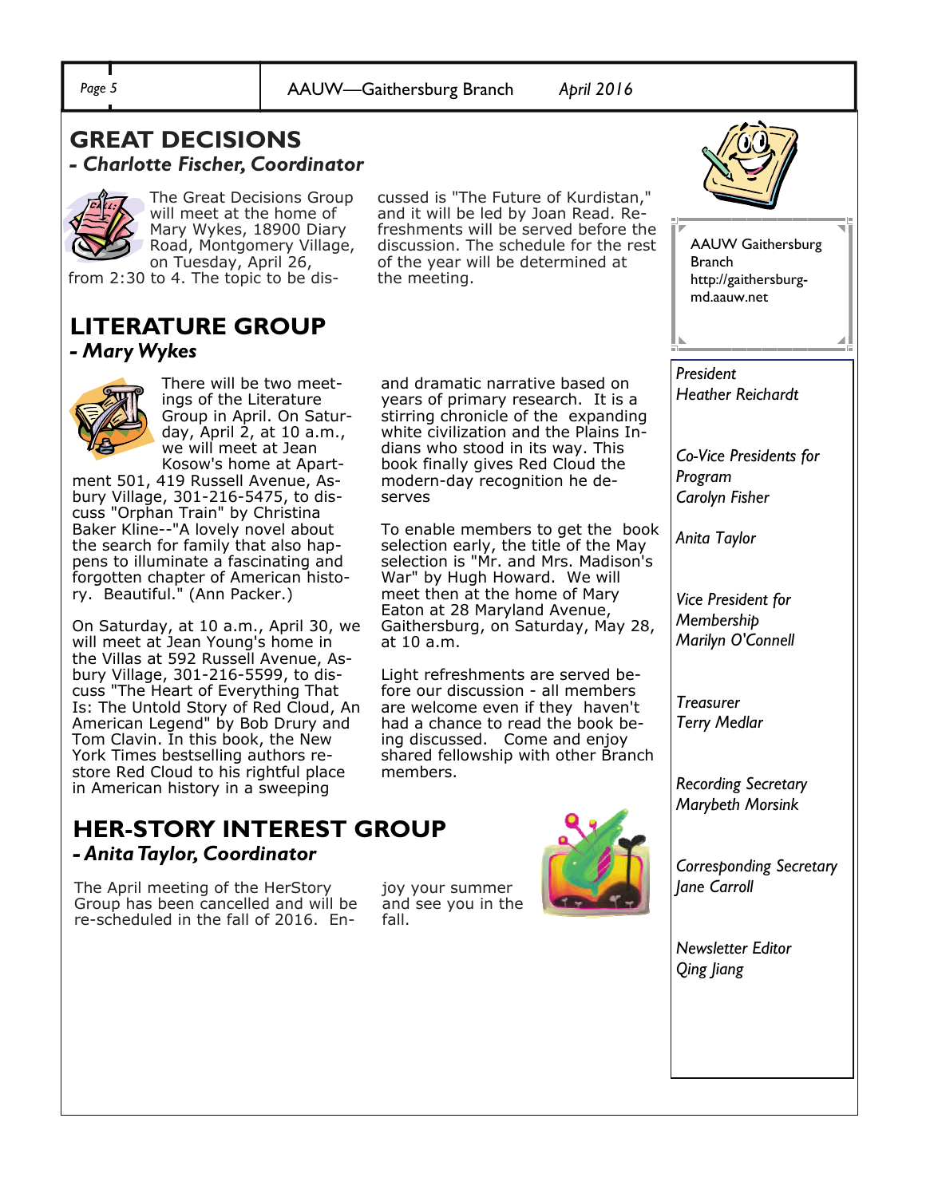## GREAT DECISIONS

### *- Charlotte Fischer, Coordinator*

The Great Decisions Group will meet at the home of Mary Wykes, 18900 Diary Road, Montgomery Village, on Tuesday, April 26, from 2:30 to 4. The topic to be discussed is "The Future of Kurdistan," and it will be led by Joan Read. Refreshments will be served before the discussion. The schedule for the rest of the year will be determined at the meeting.

## LITERATURE GROUP

### *- Mary Wykes*

There will be two meetings of the Literature Group in April. On Saturday, April 2, at 10 a.m., we will meet at Jean Kosow's home at Apartment 501, 419 Russell Avenue, Asbury Village, 301-216-5475, to discuss "Orphan Train" by Christina Baker Kline--"A lovely novel about the search for family that also happens to illuminate a fascinating and forgotten chapter of American history. Beautiful." (Ann Packer.)

On Saturday, at 10 a.m., April 30, we will meet at Jean Young's home in the Villas at 592 Russell Avenue, Asbury Village, 301-216-5599, to discuss "The Heart of Everything That Is: The Untold Story of Red Cloud, An American Legend" by Bob Drury and Tom Clavin. In this book, the New York Times bestselling authors restore Red Cloud to his rightful place in American history in a sweeping and dramatic narrative based on years of primary research. It is a stirring chronicle of the expanding white civilization and the Plains Indians who stood in its way. This book finally gives Red Cloud the modern-day recognition he deserves

To enable members to get the book selection early, the title of the May selection is "Mr. and Mrs. Madison's War" by Hugh Howard. We will meet then at the home of Mary Eaton at 28 Maryland Avenue, Gaithersburg, on Saturday, May 28, at 10 a.m.

Light refreshments are served before our discussion - all members are welcome even if they haven't had a chance to read the book being discussed. Come and enjoy shared fellowship with other Branch members.

## HER-STORY INTEREST GROUP

### *- Anita Taylor, Coordinator*

The April meeting of the HerStory Group has been cancelled and will be re-scheduled in the fall of 2016. Enjoy your summer and see you in the fall.

---

AAUW Gaithersburg Branch
http://gaithersburg-md.aauw.net

*President*
*Heather Reichardt*

*Co-Vice Presidents for Program*
*Carolyn Fisher*

*Anita Taylor*

*Vice President for Membership*
*Marilyn O'Connell*

*Treasurer*
*Terry Medlar*

*Recording Secretary*
*Marybeth Morsink*

*Corresponding Secretary*
*Jane Carroll*

*Newsletter Editor*
*Qing Jiang*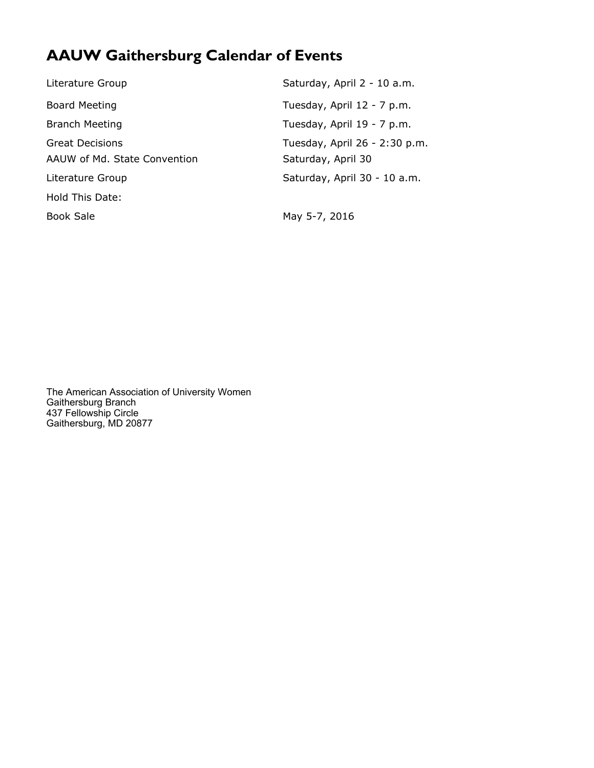## AAUW Gaithersburg Calendar of Events

| | |
|---|---|
| Literature Group | Saturday, April 2 - 10 a.m. |
| Board Meeting | Tuesday, April 12 - 7 p.m. |
| Branch Meeting | Tuesday, April 19 - 7 p.m. |
| Great Decisions | Tuesday, April 26 - 2:30 p.m. |
| AAUW of Md. State Convention | Saturday, April 30 |
| Literature Group | Saturday, April 30 - 10 a.m. |
| Hold This Date: | |
| Book Sale | May 5-7, 2016 |

The American Association of University Women
Gaithersburg Branch
437 Fellowship Circle
Gaithersburg, MD 20877